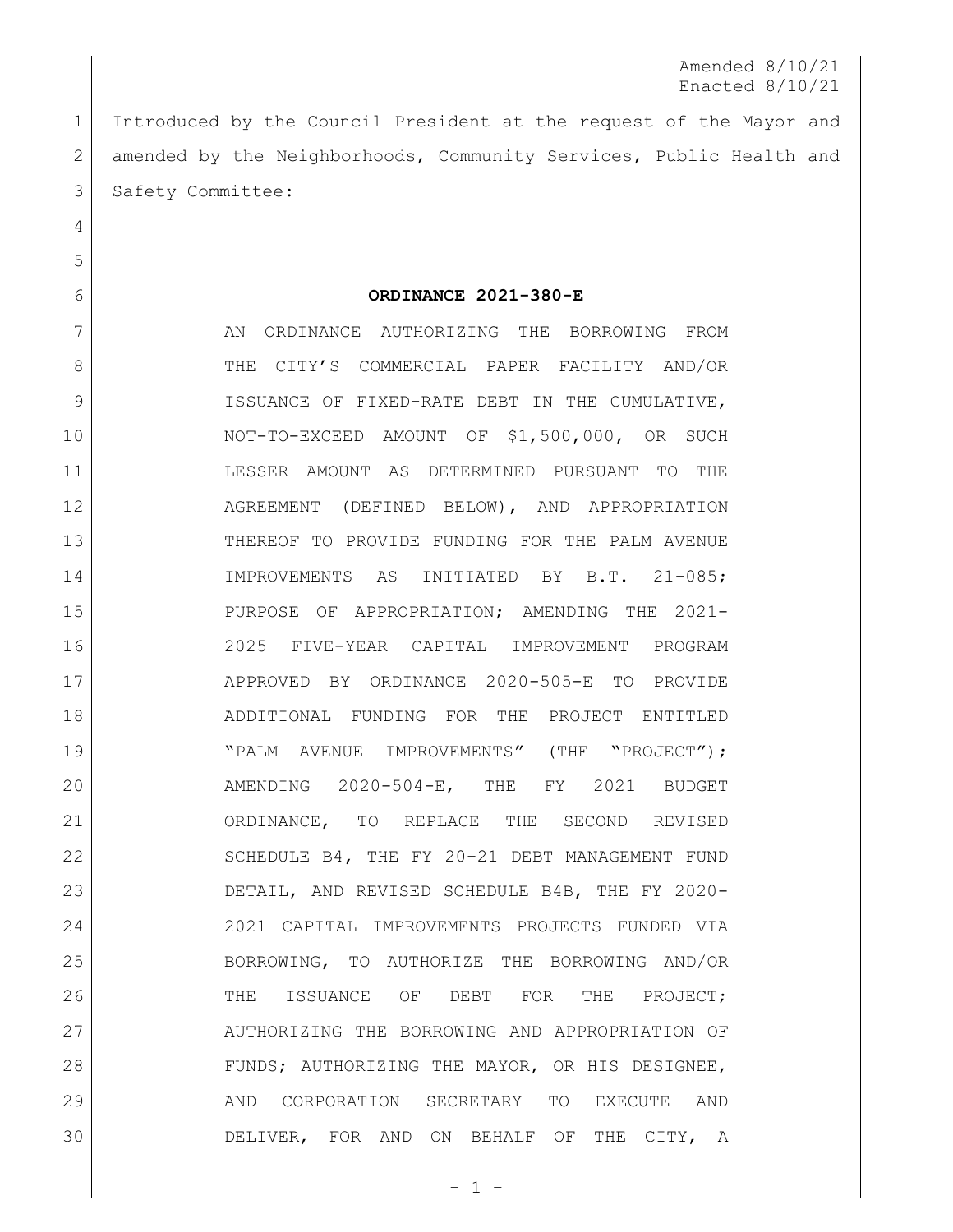Amended 8/10/21
Enacted 8/10/21

Introduced by the Council President at the request of the Mayor and amended by the Neighborhoods, Community Services, Public Health and Safety Committee:

**ORDINANCE 2021-380-E**

AN ORDINANCE AUTHORIZING THE BORROWING FROM THE CITY'S COMMERCIAL PAPER FACILITY AND/OR ISSUANCE OF FIXED-RATE DEBT IN THE CUMULATIVE, NOT-TO-EXCEED AMOUNT OF $1,500,000, OR SUCH LESSER AMOUNT AS DETERMINED PURSUANT TO THE AGREEMENT (DEFINED BELOW), AND APPROPRIATION THEREOF TO PROVIDE FUNDING FOR THE PALM AVENUE IMPROVEMENTS AS INITIATED BY B.T. 21-085; PURPOSE OF APPROPRIATION; AMENDING THE 2021-2025 FIVE-YEAR CAPITAL IMPROVEMENT PROGRAM APPROVED BY ORDINANCE 2020-505-E TO PROVIDE ADDITIONAL FUNDING FOR THE PROJECT ENTITLED "PALM AVENUE IMPROVEMENTS" (THE "PROJECT"); AMENDING 2020-504-E, THE FY 2021 BUDGET ORDINANCE, TO REPLACE THE SECOND REVISED SCHEDULE B4, THE FY 20-21 DEBT MANAGEMENT FUND DETAIL, AND REVISED SCHEDULE B4B, THE FY 2020-2021 CAPITAL IMPROVEMENTS PROJECTS FUNDED VIA BORROWING, TO AUTHORIZE THE BORROWING AND/OR THE ISSUANCE OF DEBT FOR THE PROJECT; AUTHORIZING THE BORROWING AND APPROPRIATION OF FUNDS; AUTHORIZING THE MAYOR, OR HIS DESIGNEE, AND CORPORATION SECRETARY TO EXECUTE AND DELIVER, FOR AND ON BEHALF OF THE CITY, A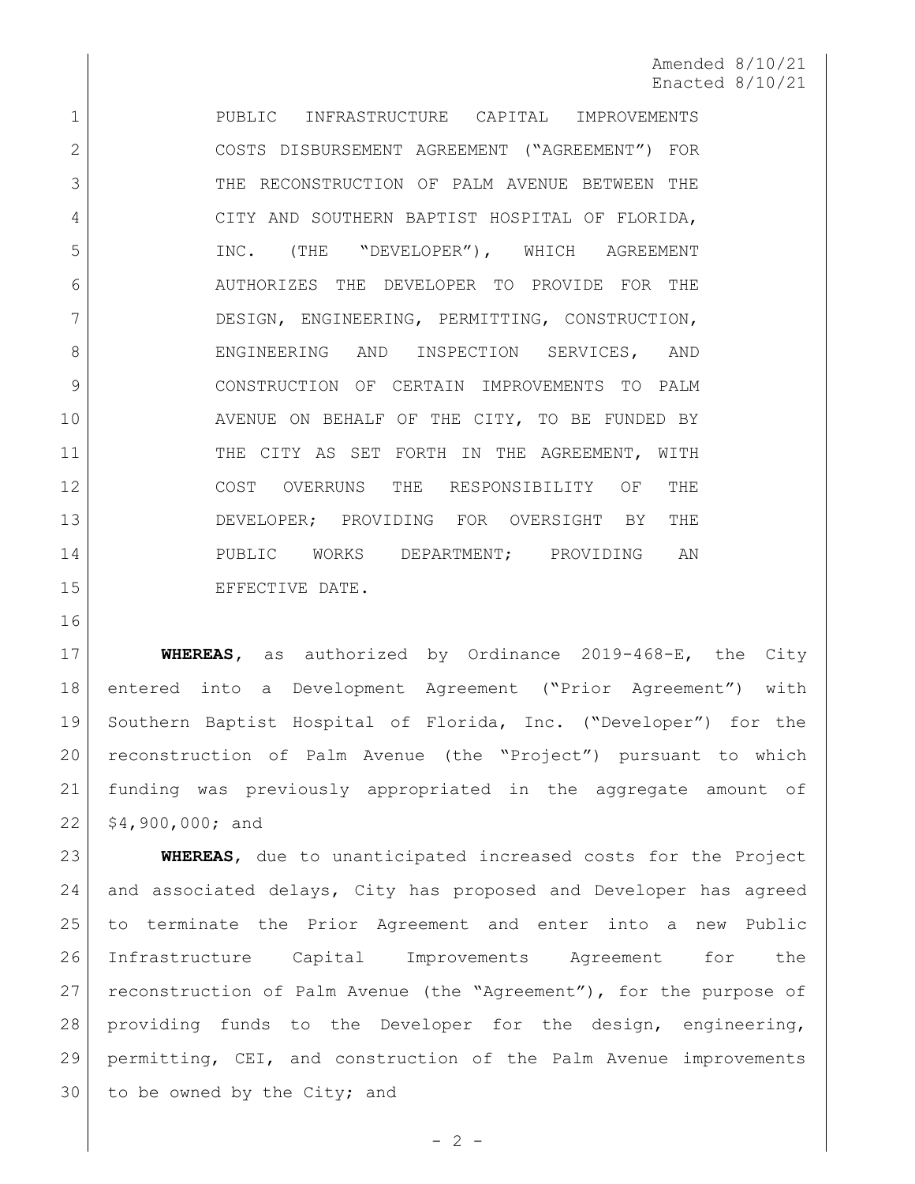Amended 8/10/21
Enacted 8/10/21

PUBLIC INFRASTRUCTURE CAPITAL IMPROVEMENTS COSTS DISBURSEMENT AGREEMENT ("AGREEMENT") FOR THE RECONSTRUCTION OF PALM AVENUE BETWEEN THE CITY AND SOUTHERN BAPTIST HOSPITAL OF FLORIDA, INC. (THE "DEVELOPER"), WHICH AGREEMENT AUTHORIZES THE DEVELOPER TO PROVIDE FOR THE DESIGN, ENGINEERING, PERMITTING, CONSTRUCTION, ENGINEERING AND INSPECTION SERVICES, AND CONSTRUCTION OF CERTAIN IMPROVEMENTS TO PALM AVENUE ON BEHALF OF THE CITY, TO BE FUNDED BY THE CITY AS SET FORTH IN THE AGREEMENT, WITH COST OVERRUNS THE RESPONSIBILITY OF THE DEVELOPER; PROVIDING FOR OVERSIGHT BY THE PUBLIC WORKS DEPARTMENT; PROVIDING AN EFFECTIVE DATE.

**WHEREAS**, as authorized by Ordinance 2019-468-E, the City entered into a Development Agreement ("Prior Agreement") with Southern Baptist Hospital of Florida, Inc. ("Developer") for the reconstruction of Palm Avenue (the "Project") pursuant to which funding was previously appropriated in the aggregate amount of $4,900,000; and

**WHEREAS**, due to unanticipated increased costs for the Project and associated delays, City has proposed and Developer has agreed to terminate the Prior Agreement and enter into a new Public Infrastructure Capital Improvements Agreement for the reconstruction of Palm Avenue (the "Agreement"), for the purpose of providing funds to the Developer for the design, engineering, permitting, CEI, and construction of the Palm Avenue improvements to be owned by the City; and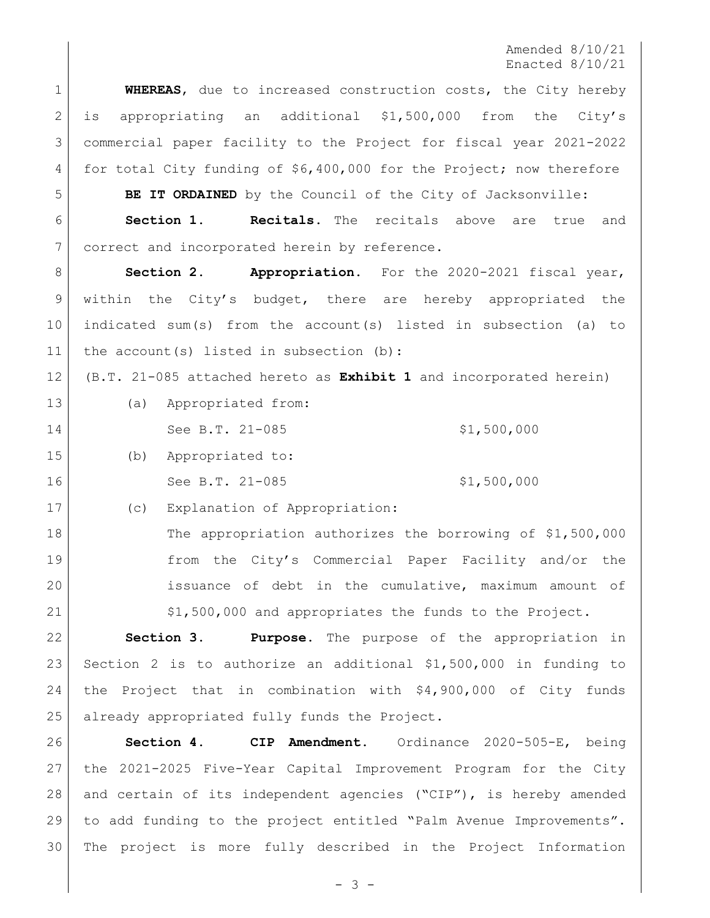Amended 8/10/21
Enacted 8/10/21

**WHEREAS**, due to increased construction costs, the City hereby is appropriating an additional $1,500,000 from the City's commercial paper facility to the Project for fiscal year 2021-2022 for total City funding of $6,400,000 for the Project; now therefore

**BE IT ORDAINED** by the Council of the City of Jacksonville:

**Section 1. Recitals.** The recitals above are true and correct and incorporated herein by reference.

**Section 2. Appropriation.** For the 2020-2021 fiscal year, within the City's budget, there are hereby appropriated the indicated sum(s) from the account(s) listed in subsection (a) to the account(s) listed in subsection (b):

(B.T. 21-085 attached hereto as **Exhibit 1** and incorporated herein)

(a) Appropriated from:

See B.T. 21-085 $1,500,000

(b) Appropriated to:

See B.T. 21-085 $1,500,000

(c) Explanation of Appropriation:

The appropriation authorizes the borrowing of $1,500,000 from the City's Commercial Paper Facility and/or the issuance of debt in the cumulative, maximum amount of $1,500,000 and appropriates the funds to the Project.

**Section 3. Purpose.** The purpose of the appropriation in Section 2 is to authorize an additional $1,500,000 in funding to the Project that in combination with $4,900,000 of City funds already appropriated fully funds the Project.

**Section 4. CIP Amendment.** Ordinance 2020-505-E, being the 2021-2025 Five-Year Capital Improvement Program for the City and certain of its independent agencies ("CIP"), is hereby amended to add funding to the project entitled "Palm Avenue Improvements". The project is more fully described in the Project Information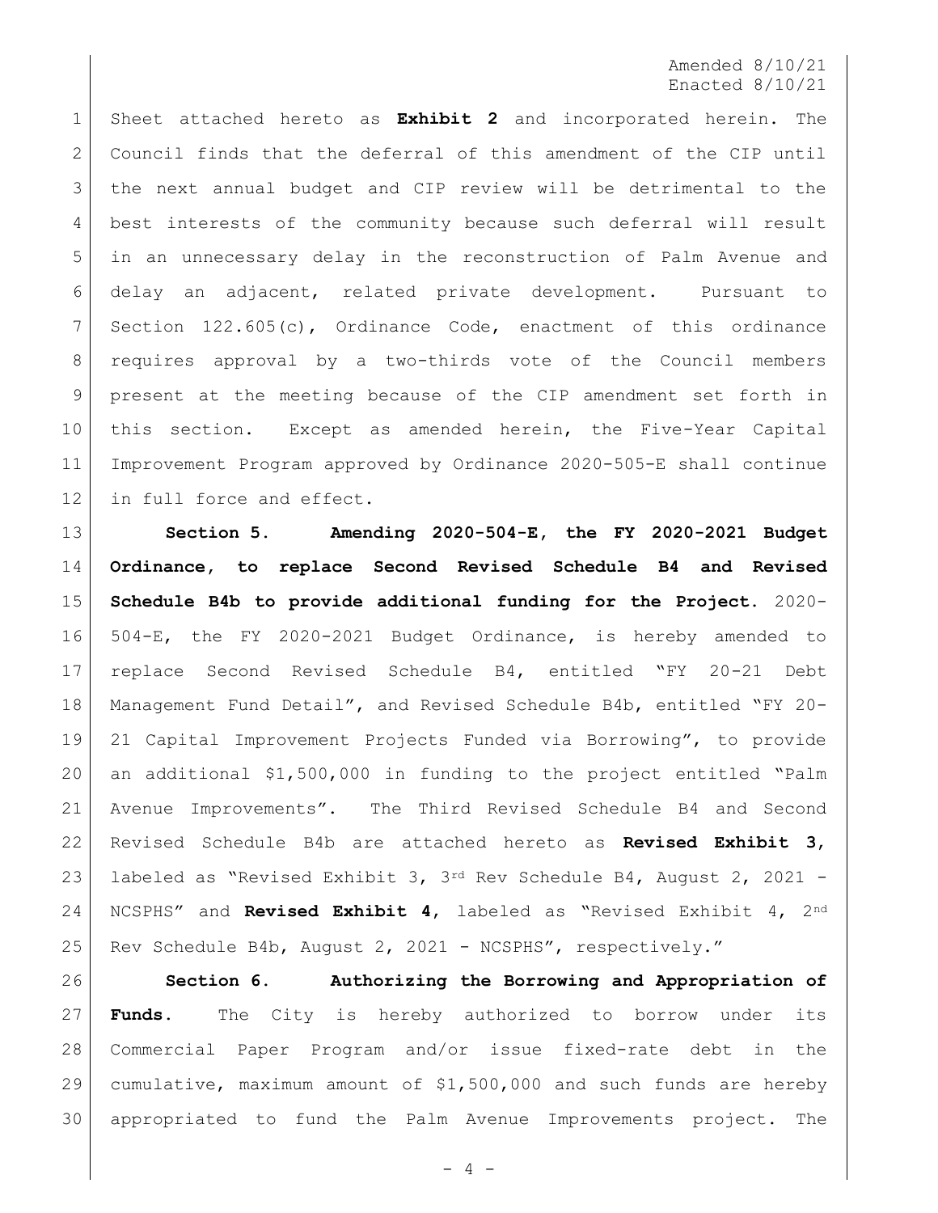Sheet attached hereto as **Exhibit 2** and incorporated herein. The Council finds that the deferral of this amendment of the CIP until the next annual budget and CIP review will be detrimental to the best interests of the community because such deferral will result in an unnecessary delay in the reconstruction of Palm Avenue and delay an adjacent, related private development. Pursuant to Section 122.605(c), Ordinance Code, enactment of this ordinance requires approval by a two-thirds vote of the Council members present at the meeting because of the CIP amendment set forth in this section. Except as amended herein, the Five-Year Capital Improvement Program approved by Ordinance 2020-505-E shall continue in full force and effect.

**Section 5. Amending 2020-504-E, the FY 2020-2021 Budget Ordinance, to replace Second Revised Schedule B4 and Revised Schedule B4b to provide additional funding for the Project.** 2020-504-E, the FY 2020-2021 Budget Ordinance, is hereby amended to replace Second Revised Schedule B4, entitled "FY 20-21 Debt Management Fund Detail", and Revised Schedule B4b, entitled "FY 20-21 Capital Improvement Projects Funded via Borrowing", to provide an additional $1,500,000 in funding to the project entitled "Palm Avenue Improvements". The Third Revised Schedule B4 and Second Revised Schedule B4b are attached hereto as **Revised Exhibit 3**, labeled as "Revised Exhibit 3, 3rd Rev Schedule B4, August 2, 2021 - NCSPHS" and **Revised Exhibit 4**, labeled as "Revised Exhibit 4, 2nd Rev Schedule B4b, August 2, 2021 - NCSPHS", respectively."

**Section 6. Authorizing the Borrowing and Appropriation of Funds.** The City is hereby authorized to borrow under its Commercial Paper Program and/or issue fixed-rate debt in the cumulative, maximum amount of $1,500,000 and such funds are hereby appropriated to fund the Palm Avenue Improvements project. The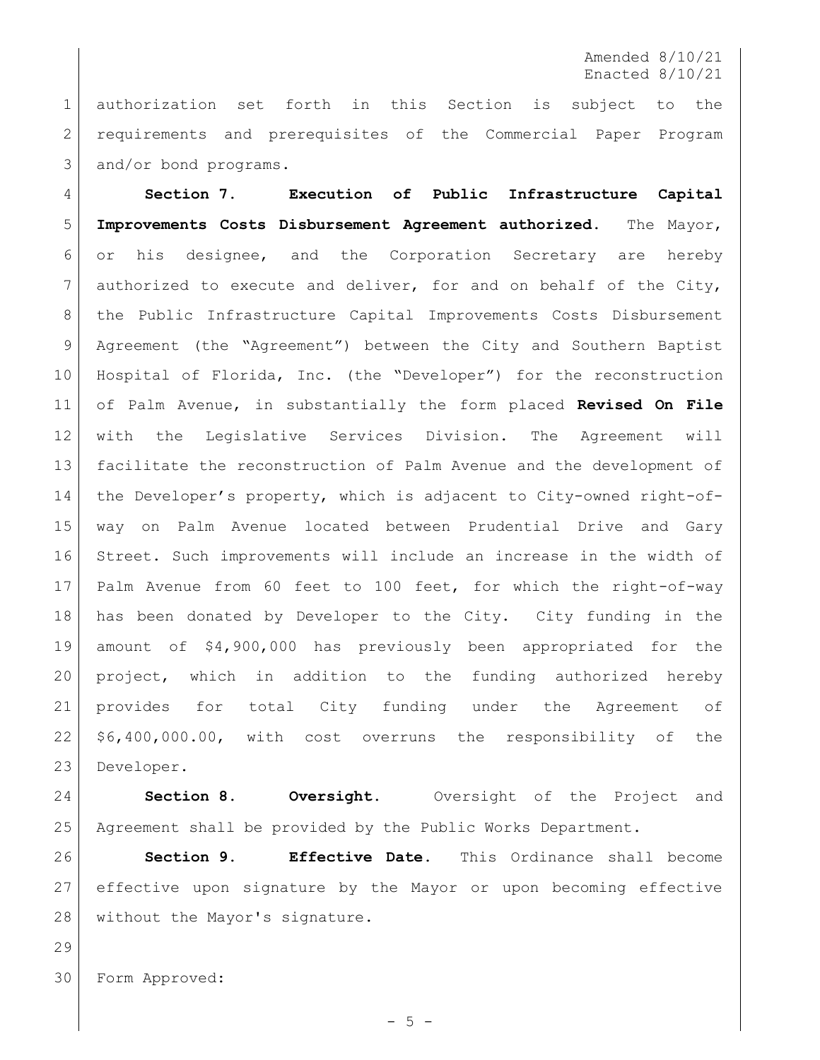authorization set forth in this Section is subject to the requirements and prerequisites of the Commercial Paper Program and/or bond programs.

**Section 7. Execution of Public Infrastructure Capital Improvements Costs Disbursement Agreement authorized.** The Mayor, or his designee, and the Corporation Secretary are hereby authorized to execute and deliver, for and on behalf of the City, the Public Infrastructure Capital Improvements Costs Disbursement Agreement (the "Agreement") between the City and Southern Baptist Hospital of Florida, Inc. (the "Developer") for the reconstruction of Palm Avenue, in substantially the form placed **Revised On File** with the Legislative Services Division. The Agreement will facilitate the reconstruction of Palm Avenue and the development of the Developer's property, which is adjacent to City-owned right-of-way on Palm Avenue located between Prudential Drive and Gary Street. Such improvements will include an increase in the width of Palm Avenue from 60 feet to 100 feet, for which the right-of-way has been donated by Developer to the City. City funding in the amount of $4,900,000 has previously been appropriated for the project, which in addition to the funding authorized hereby provides for total City funding under the Agreement of $6,400,000.00, with cost overruns the responsibility of the Developer.

**Section 8. Oversight.** Oversight of the Project and Agreement shall be provided by the Public Works Department.

**Section 9. Effective Date.** This Ordinance shall become effective upon signature by the Mayor or upon becoming effective without the Mayor's signature.

Form Approved: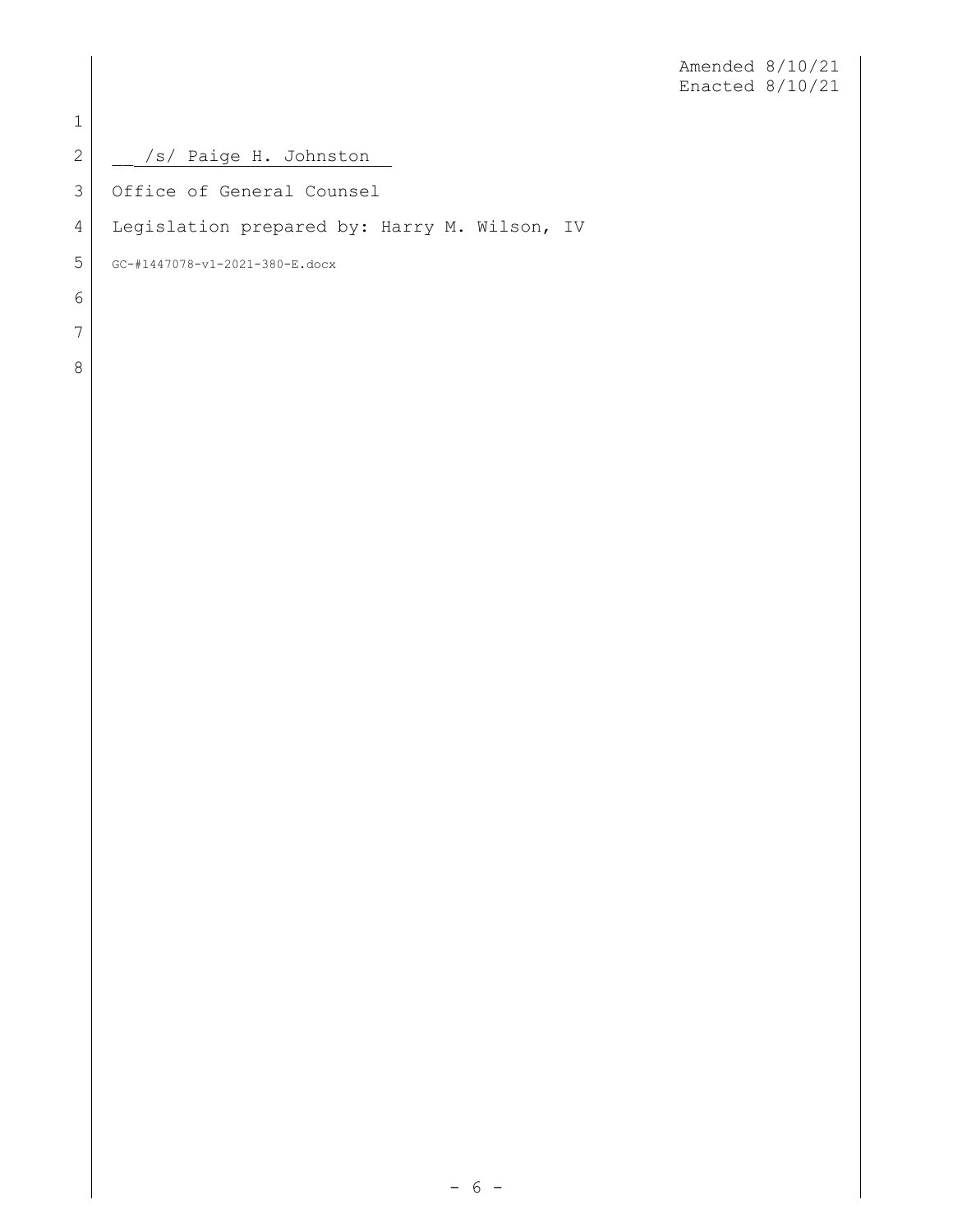Amended 8/10/21
Enacted 8/10/21

/s/ Paige H. Johnston

Office of General Counsel

Legislation prepared by: Harry M. Wilson, IV

GC-#1447078-v1-2021-380-E.docx